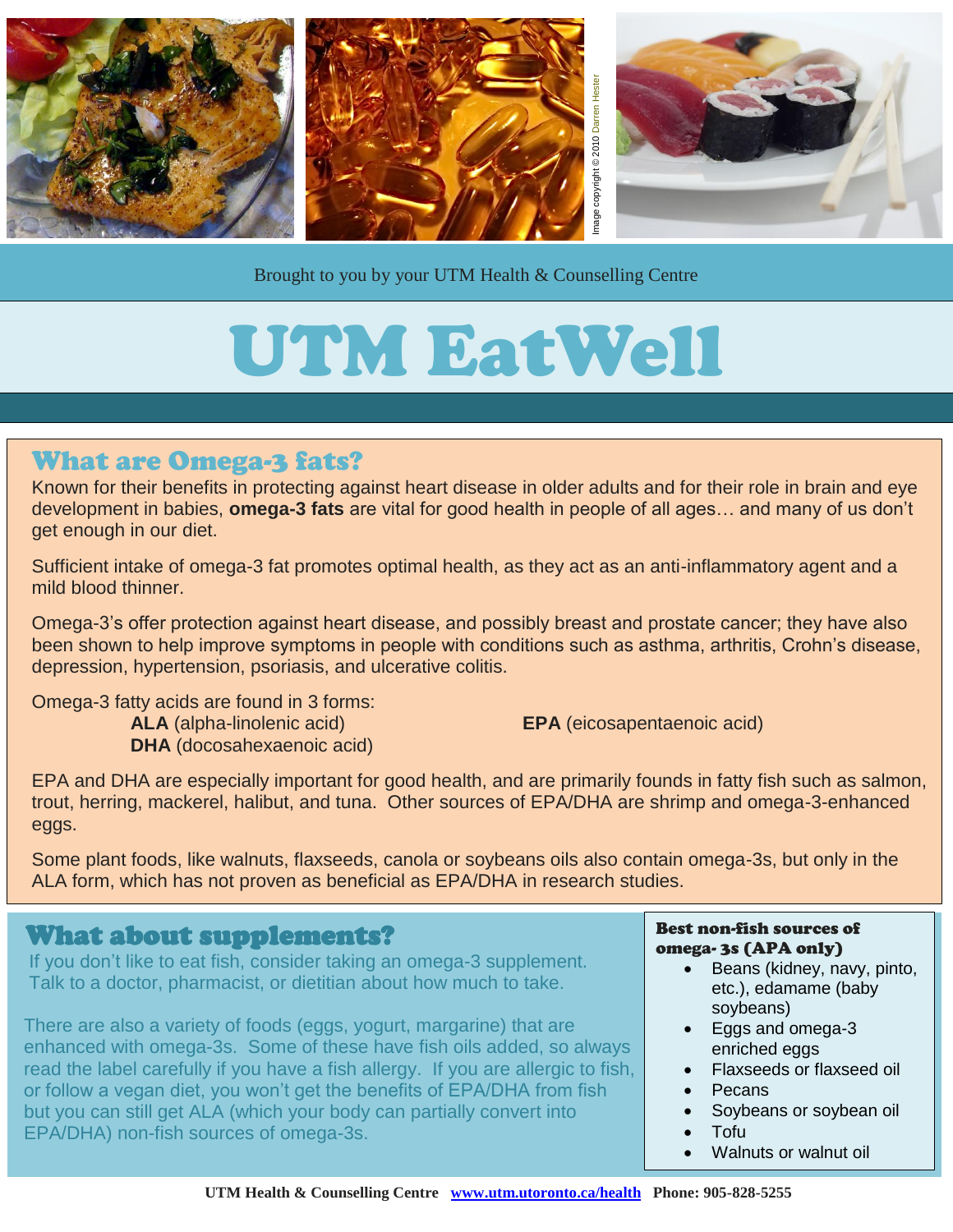Image copyright © 2010 Darren Hester

Brought to you by your UTM Health & Counselling Centre

# UTM EatWell

## What are Omega-3 fats?

Known for their benefits in protecting against heart disease in older adults and for their role in brain and eye development in babies, **omega-3 fats** are vital for good health in people of all ages… and many of us don't get enough in our diet.

Sufficient intake of omega-3 fat promotes optimal health, as they act as an anti-inflammatory agent and a mild blood thinner.

Omega-3's offer protection against heart disease, and possibly breast and prostate cancer; they have also been shown to help improve symptoms in people with conditions such as asthma, arthritis, Crohn's disease, depression, hypertension, psoriasis, and ulcerative colitis.

Omega-3 fatty acids are found in 3 forms:

- **ALA** (alpha-linolenic acid)
- **EPA** (eicosapentaenoic acid)
- **DHA** (docosahexaenoic acid)

EPA and DHA are especially important for good health, and are primarily founds in fatty fish such as salmon, trout, herring, mackerel, halibut, and tuna. Other sources of EPA/DHA are shrimp and omega-3-enhanced eggs.

Some plant foods, like walnuts, flaxseeds, canola or soybeans oils also contain omega-3s, but only in the ALA form, which has not proven as beneficial as EPA/DHA in research studies.

## What about supplements?

If you don't like to eat fish, consider taking an omega-3 supplement. Talk to a doctor, pharmacist, or dietitian about how much to take.

There are also a variety of foods (eggs, yogurt, margarine) that are enhanced with omega-3s. Some of these have fish oils added, so always read the label carefully if you have a fish allergy. If you are allergic to fish, or follow a vegan diet, you won't get the benefits of EPA/DHA from fish but you can still get ALA (which your body can partially convert into EPA/DHA) non-fish sources of omega-3s.

**Best non-fish sources of omega- 3s (APA only)**

- Beans (kidney, navy, pinto, etc.), edamame (baby soybeans)
- Eggs and omega-3 enriched eggs
- Flaxseeds or flaxseed oil
- Pecans
- Soybeans or soybean oil
- Tofu
- Walnuts or walnut oil

**UTM Health & Counselling Centre** www.utm.utoronto.ca/health **Phone: 905-828-5255**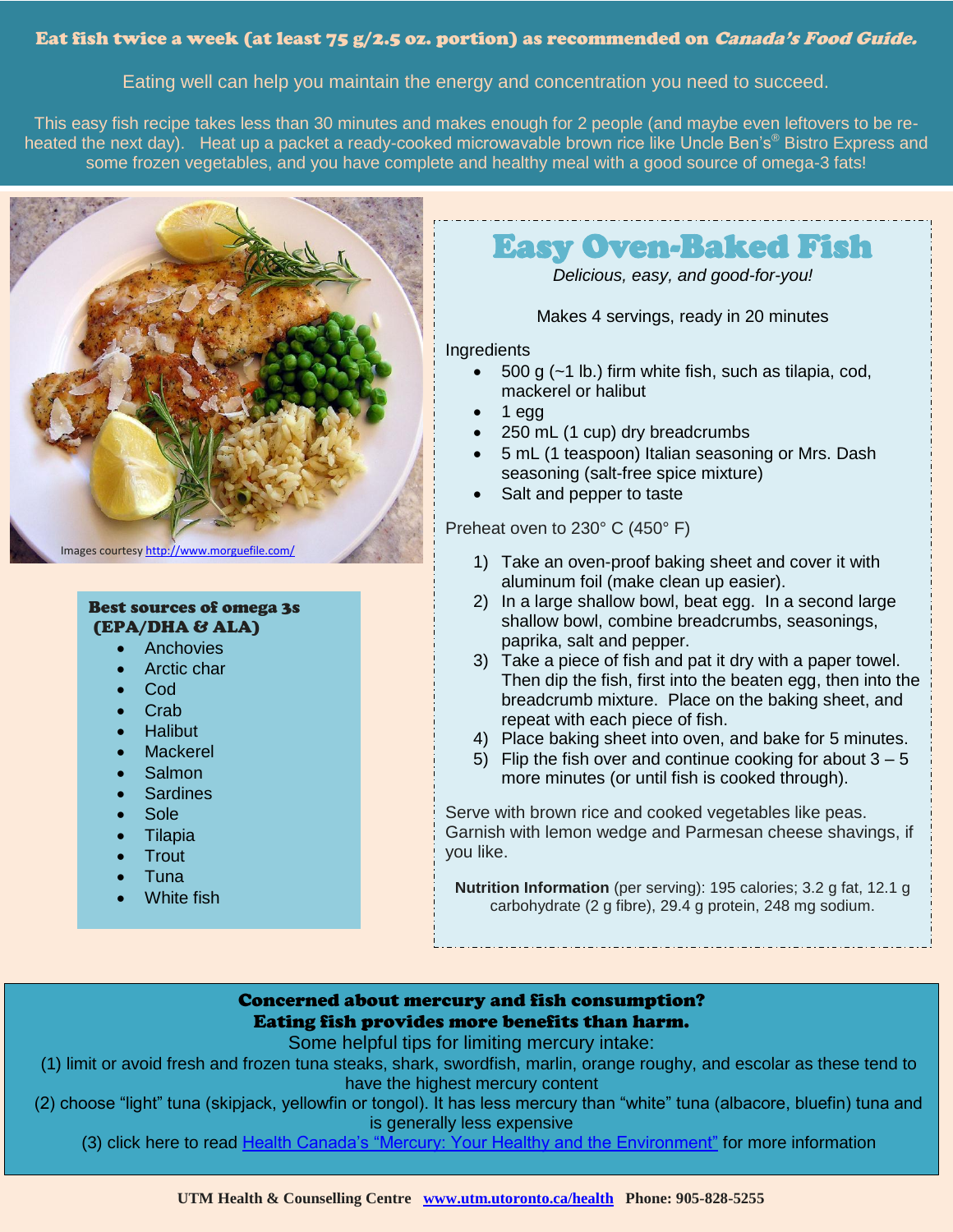**Eat fish twice a week (at least 75 g/2.5 oz. portion) as recommended on *Canada's Food Guide.***

Eating well can help you maintain the energy and concentration you need to succeed.

This easy fish recipe takes less than 30 minutes and makes enough for 2 people (and maybe even leftovers to be re-heated the next day). Heat up a packet a ready-cooked microwavable brown rice like Uncle Ben's® Bistro Express and some frozen vegetables, and you have complete and healthy meal with a good source of omega-3 fats!

Images courtesy http://www.morguefile.com/

# Easy Oven-Baked Fish

*Delicious, easy, and good-for-you!*

Makes 4 servings, ready in 20 minutes

Ingredients

- 500 g (~1 lb.) firm white fish, such as tilapia, cod, mackerel or halibut
- 1 egg
- 250 mL (1 cup) dry breadcrumbs
- 5 mL (1 teaspoon) Italian seasoning or Mrs. Dash seasoning (salt-free spice mixture)
- Salt and pepper to taste

Preheat oven to 230° C (450° F)

1) Take an oven-proof baking sheet and cover it with aluminum foil (make clean up easier).
2) In a large shallow bowl, beat egg. In a second large shallow bowl, combine breadcrumbs, seasonings, paprika, salt and pepper.
3) Take a piece of fish and pat it dry with a paper towel. Then dip the fish, first into the beaten egg, then into the breadcrumb mixture. Place on the baking sheet, and repeat with each piece of fish.
4) Place baking sheet into oven, and bake for 5 minutes.
5) Flip the fish over and continue cooking for about 3 – 5 more minutes (or until fish is cooked through).

Serve with brown rice and cooked vegetables like peas. Garnish with lemon wedge and Parmesan cheese shavings, if you like.

**Nutrition Information** (per serving): 195 calories; 3.2 g fat, 12.1 g carbohydrate (2 g fibre), 29.4 g protein, 248 mg sodium.

### Best sources of omega 3s (EPA/DHA & ALA)

- Anchovies
- Arctic char
- Cod
- Crab
- Halibut
- Mackerel
- Salmon
- Sardines
- Sole
- Tilapia
- Trout
- Tuna
- White fish

### Concerned about mercury and fish consumption? Eating fish provides more benefits than harm.

Some helpful tips for limiting mercury intake:

(1) limit or avoid fresh and frozen tuna steaks, shark, swordfish, marlin, orange roughy, and escolar as these tend to have the highest mercury content

(2) choose "light" tuna (skipjack, yellowfin or tongol). It has less mercury than "white" tuna (albacore, bluefin) tuna and is generally less expensive

(3) click here to read Health Canada's "Mercury: Your Healthy and the Environment" for more information

**UTM Health & Counselling Centre www.utm.utoronto.ca/health Phone: 905-828-5255**